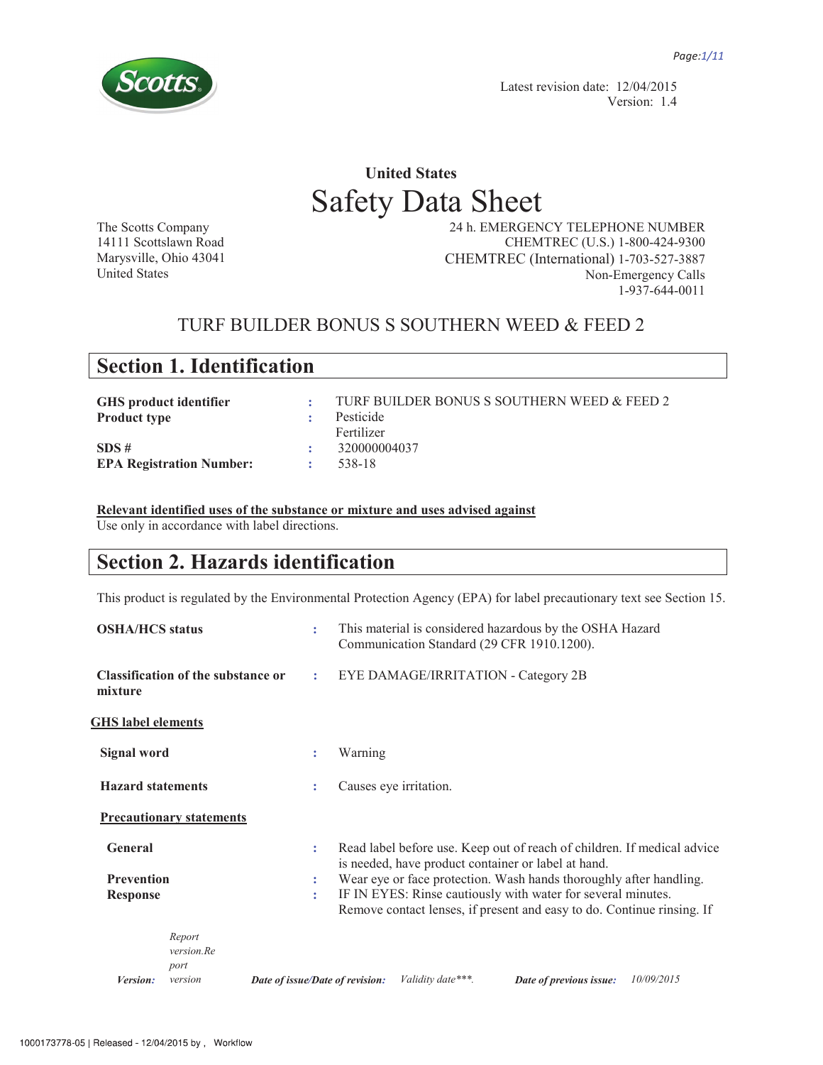Latest revision date: 12/04/2015
Version: 1.4

## United States

# Safety Data Sheet

The Scotts Company
14111 Scottslawn Road
Marysville, Ohio 43041
United States

24 h. EMERGENCY TELEPHONE NUMBER
CHEMTREC (U.S.) 1-800-424-9300
CHEMTREC (International) 1-703-527-3887
Non-Emergency Calls
1-937-644-0011

## TURF BUILDER BONUS S SOUTHERN WEED & FEED 2

## Section 1. Identification

| | | |
|---|---|---|
| **GHS product identifier** | : | TURF BUILDER BONUS S SOUTHERN WEED & FEED 2 |
| **Product type** | : | Pesticide<br>Fertilizer |
| **SDS #** | : | 320000004037 |
| **EPA Registration Number:** | : | 538-18 |

**Relevant identified uses of the substance or mixture and uses advised against**
Use only in accordance with label directions.

## Section 2. Hazards identification

This product is regulated by the Environmental Protection Agency (EPA) for label precautionary text see Section 15.

| | | |
|---|---|---|
| **OSHA/HCS status** | : | This material is considered hazardous by the OSHA Hazard Communication Standard (29 CFR 1910.1200). |
| **Classification of the substance or mixture** | : | EYE DAMAGE/IRRITATION - Category 2B |

**GHS label elements**

| | | |
|---|---|---|
| **Signal word** | : | Warning |
| **Hazard statements** | : | Causes eye irritation. |

**Precautionary statements**

| | | |
|---|---|---|
| **General** | : | Read label before use. Keep out of reach of children. If medical advice is needed, have product container or label at hand. |
| **Prevention** | : | Wear eye or face protection. Wash hands thoroughly after handling. |
| **Response** | : | IF IN EYES: Rinse cautiously with water for several minutes. Remove contact lenses, if present and easy to do. Continue rinsing. If |

*Version:* *Report version.Report version* ***Date of issue/Date of revision:*** *Validity date\*\*\*.* ***Date of previous issue:*** *10/09/2015*

1000173778-05 | Released - 12/04/2015 by , Workflow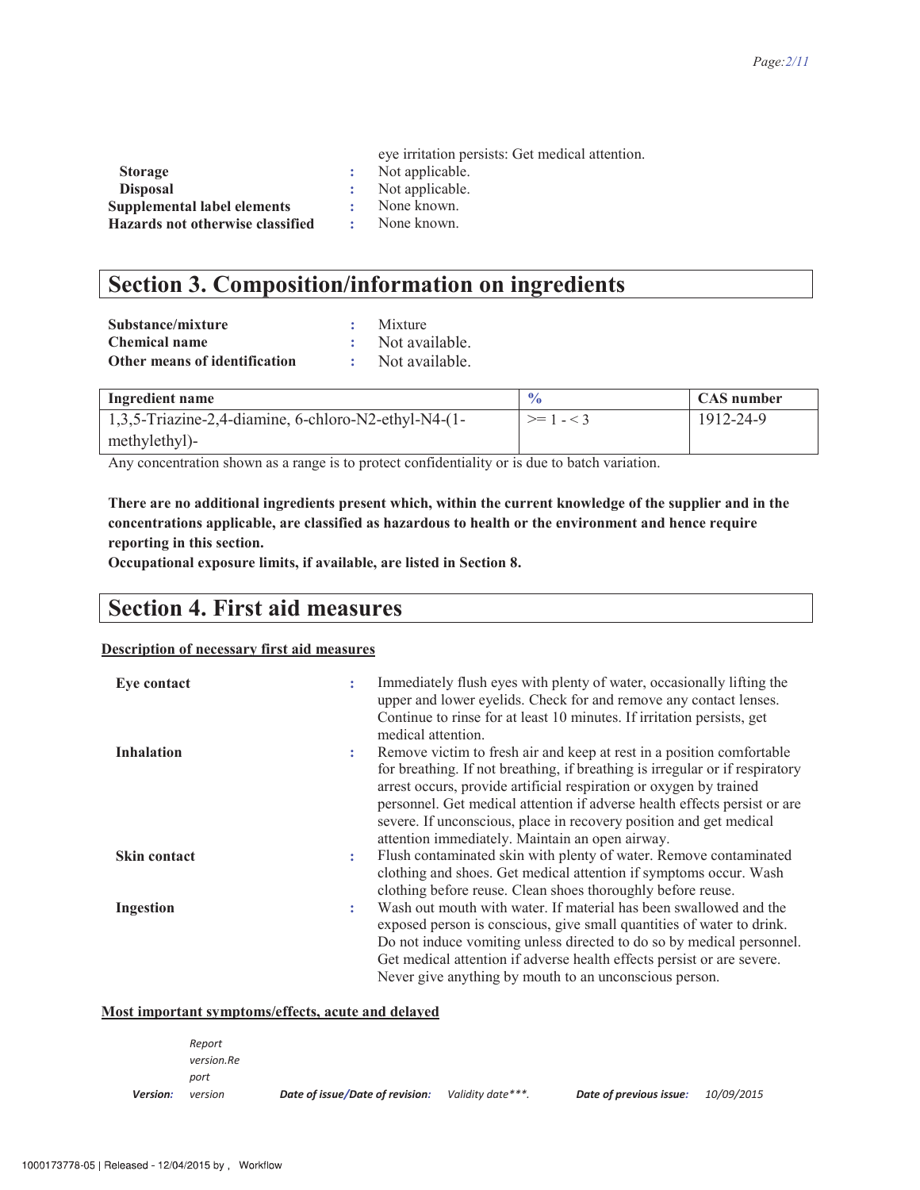eye irritation persists: Get medical attention.

**Storage** : Not applicable.

**Disposal** : Not applicable.

**Supplemental label elements** : None known.

**Hazards not otherwise classified** : None known.

## Section 3. Composition/information on ingredients

**Substance/mixture** : Mixture

**Chemical name** : Not available.

**Other means of identification** : Not available.

| Ingredient name | % | CAS number |
|---|---|---|
| 1,3,5-Triazine-2,4-diamine, 6-chloro-N2-ethyl-N4-(1-methylethyl)- | >= 1 - < 3 | 1912-24-9 |

Any concentration shown as a range is to protect confidentiality or is due to batch variation.

**There are no additional ingredients present which, within the current knowledge of the supplier and in the concentrations applicable, are classified as hazardous to health or the environment and hence require reporting in this section.**

**Occupational exposure limits, if available, are listed in Section 8.**

## Section 4. First aid measures

**Description of necessary first aid measures**

**Eye contact** : Immediately flush eyes with plenty of water, occasionally lifting the upper and lower eyelids. Check for and remove any contact lenses. Continue to rinse for at least 10 minutes. If irritation persists, get medical attention.

**Inhalation** : Remove victim to fresh air and keep at rest in a position comfortable for breathing. If not breathing, if breathing is irregular or if respiratory arrest occurs, provide artificial respiration or oxygen by trained personnel. Get medical attention if adverse health effects persist or are severe. If unconscious, place in recovery position and get medical attention immediately. Maintain an open airway.

**Skin contact** : Flush contaminated skin with plenty of water. Remove contaminated clothing and shoes. Get medical attention if symptoms occur. Wash clothing before reuse. Clean shoes thoroughly before reuse.

**Ingestion** : Wash out mouth with water. If material has been swallowed and the exposed person is conscious, give small quantities of water to drink. Do not induce vomiting unless directed to do so by medical personnel. Get medical attention if adverse health effects persist or are severe. Never give anything by mouth to an unconscious person.

**Most important symptoms/effects, acute and delayed**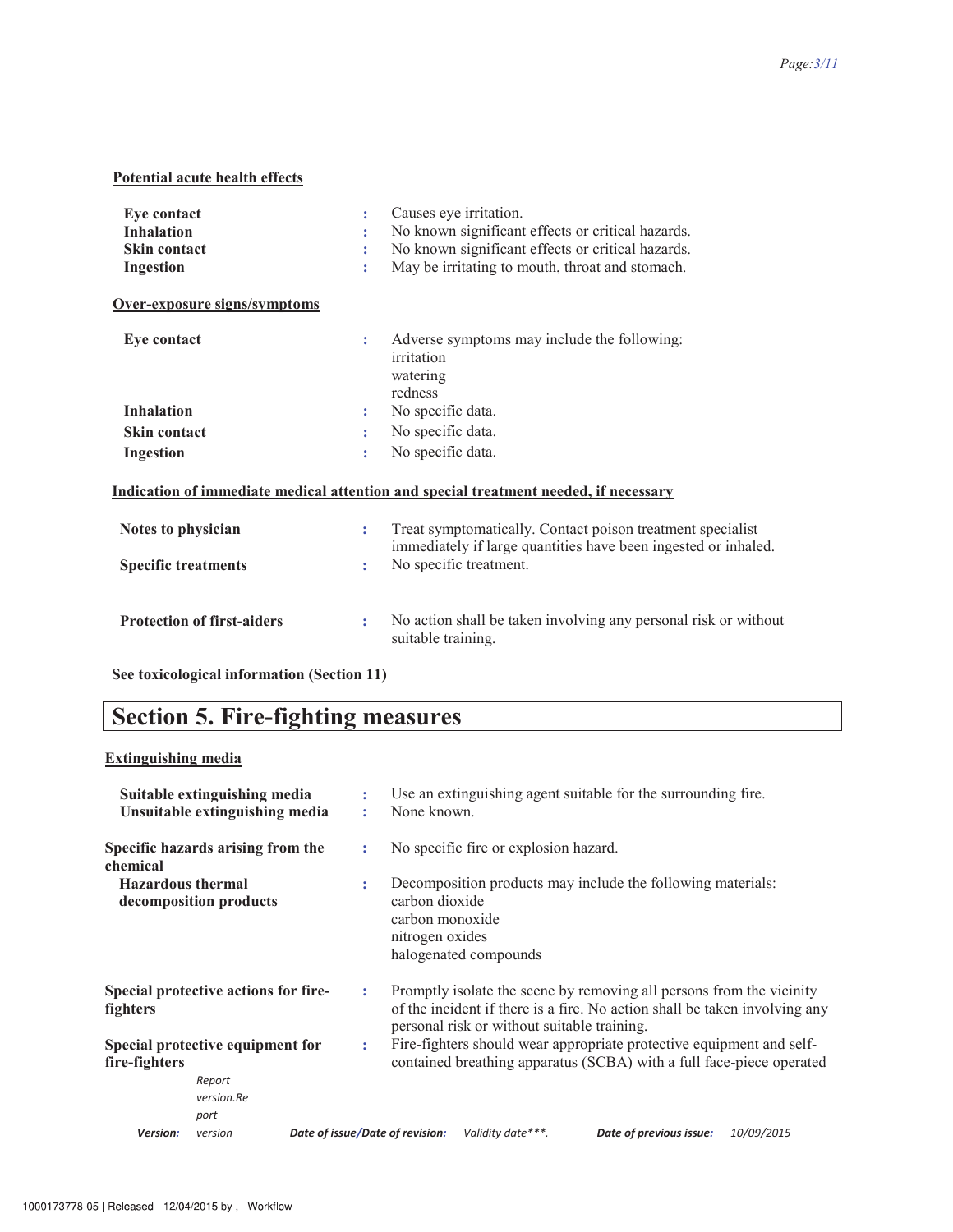**Potential acute health effects**

| | | |
|---|---|---|
| **Eye contact** | : | Causes eye irritation. |
| **Inhalation** | : | No known significant effects or critical hazards. |
| **Skin contact** | : | No known significant effects or critical hazards. |
| **Ingestion** | : | May be irritating to mouth, throat and stomach. |

**Over-exposure signs/symptoms**

| | | |
|---|---|---|
| **Eye contact** | : | Adverse symptoms may include the following:<br>irritation<br>watering<br>redness |
| **Inhalation** | : | No specific data. |
| **Skin contact** | : | No specific data. |
| **Ingestion** | : | No specific data. |

**Indication of immediate medical attention and special treatment needed, if necessary**

| | | |
|---|---|---|
| **Notes to physician** | : | Treat symptomatically. Contact poison treatment specialist immediately if large quantities have been ingested or inhaled. |
| **Specific treatments** | : | No specific treatment. |
| **Protection of first-aiders** | : | No action shall be taken involving any personal risk or without suitable training. |

**See toxicological information (Section 11)**

# Section 5. Fire-fighting measures

**Extinguishing media**

| | | |
|---|---|---|
| **Suitable extinguishing media** | : | Use an extinguishing agent suitable for the surrounding fire. |
| **Unsuitable extinguishing media** | : | None known. |
| **Specific hazards arising from the chemical** | : | No specific fire or explosion hazard. |
| **Hazardous thermal decomposition products** | : | Decomposition products may include the following materials:<br>carbon dioxide<br>carbon monoxide<br>nitrogen oxides<br>halogenated compounds |
| **Special protective actions for fire-fighters** | : | Promptly isolate the scene by removing all persons from the vicinity of the incident if there is a fire. No action shall be taken involving any personal risk or without suitable training. |
| **Special protective equipment for fire-fighters** | : | Fire-fighters should wear appropriate protective equipment and self-contained breathing apparatus (SCBA) with a full face-piece operated |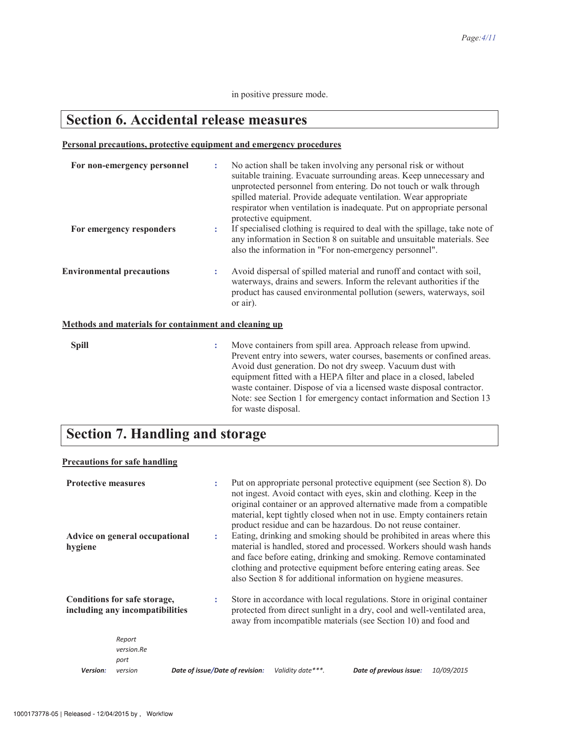in positive pressure mode.

# Section 6. Accidental release measures

**Personal precautions, protective equipment and emergency procedures**

**For non-emergency personnel** : No action shall be taken involving any personal risk or without suitable training. Evacuate surrounding areas. Keep unnecessary and unprotected personnel from entering. Do not touch or walk through spilled material. Provide adequate ventilation. Wear appropriate respirator when ventilation is inadequate. Put on appropriate personal protective equipment.

**For emergency responders** : If specialised clothing is required to deal with the spillage, take note of any information in Section 8 on suitable and unsuitable materials. See also the information in "For non-emergency personnel".

**Environmental precautions** : Avoid dispersal of spilled material and runoff and contact with soil, waterways, drains and sewers. Inform the relevant authorities if the product has caused environmental pollution (sewers, waterways, soil or air).

**Methods and materials for containment and cleaning up**

**Spill** : Move containers from spill area. Approach release from upwind. Prevent entry into sewers, water courses, basements or confined areas. Avoid dust generation. Do not dry sweep. Vacuum dust with equipment fitted with a HEPA filter and place in a closed, labeled waste container. Dispose of via a licensed waste disposal contractor. Note: see Section 1 for emergency contact information and Section 13 for waste disposal.

# Section 7. Handling and storage

**Precautions for safe handling**

**Protective measures** : Put on appropriate personal protective equipment (see Section 8). Do not ingest. Avoid contact with eyes, skin and clothing. Keep in the original container or an approved alternative made from a compatible material, kept tightly closed when not in use. Empty containers retain product residue and can be hazardous. Do not reuse container.

**Advice on general occupational hygiene** : Eating, drinking and smoking should be prohibited in areas where this material is handled, stored and processed. Workers should wash hands and face before eating, drinking and smoking. Remove contaminated clothing and protective equipment before entering eating areas. See also Section 8 for additional information on hygiene measures.

**Conditions for safe storage, including any incompatibilities** : Store in accordance with local regulations. Store in original container protected from direct sunlight in a dry, cool and well-ventilated area, away from incompatible materials (see Section 10) and food and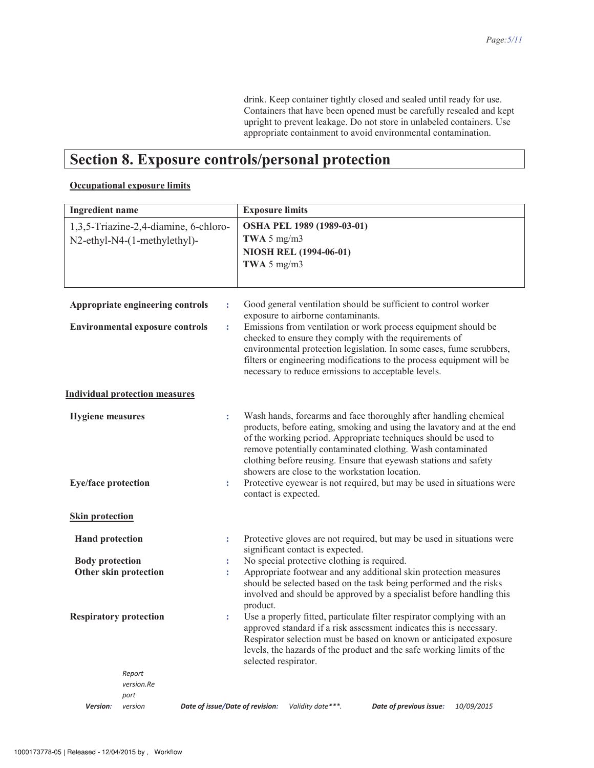drink. Keep container tightly closed and sealed until ready for use. Containers that have been opened must be carefully resealed and kept upright to prevent leakage. Do not store in unlabeled containers. Use appropriate containment to avoid environmental contamination.

# Section 8. Exposure controls/personal protection

**Occupational exposure limits**

| Ingredient name | Exposure limits |
|---|---|
| 1,3,5-Triazine-2,4-diamine, 6-chloro-N2-ethyl-N4-(1-methylethyl)- | **OSHA PEL 1989 (1989-03-01)**<br>**TWA** 5 mg/m3<br>**NIOSH REL (1994-06-01)**<br>**TWA** 5 mg/m3 |

**Appropriate engineering controls** : Good general ventilation should be sufficient to control worker exposure to airborne contaminants.

**Environmental exposure controls** : Emissions from ventilation or work process equipment should be checked to ensure they comply with the requirements of environmental protection legislation. In some cases, fume scrubbers, filters or engineering modifications to the process equipment will be necessary to reduce emissions to acceptable levels.

**Individual protection measures**

**Hygiene measures** : Wash hands, forearms and face thoroughly after handling chemical products, before eating, smoking and using the lavatory and at the end of the working period. Appropriate techniques should be used to remove potentially contaminated clothing. Wash contaminated clothing before reusing. Ensure that eyewash stations and safety showers are close to the workstation location.

**Eye/face protection** : Protective eyewear is not required, but may be used in situations were contact is expected.

**Skin protection**

**Hand protection** : Protective gloves are not required, but may be used in situations were significant contact is expected.

**Body protection** : No special protective clothing is required.

**Other skin protection** : Appropriate footwear and any additional skin protection measures should be selected based on the task being performed and the risks involved and should be approved by a specialist before handling this product.

**Respiratory protection** : Use a properly fitted, particulate filter respirator complying with an approved standard if a risk assessment indicates this is necessary. Respirator selection must be based on known or anticipated exposure levels, the hazards of the product and the safe working limits of the selected respirator.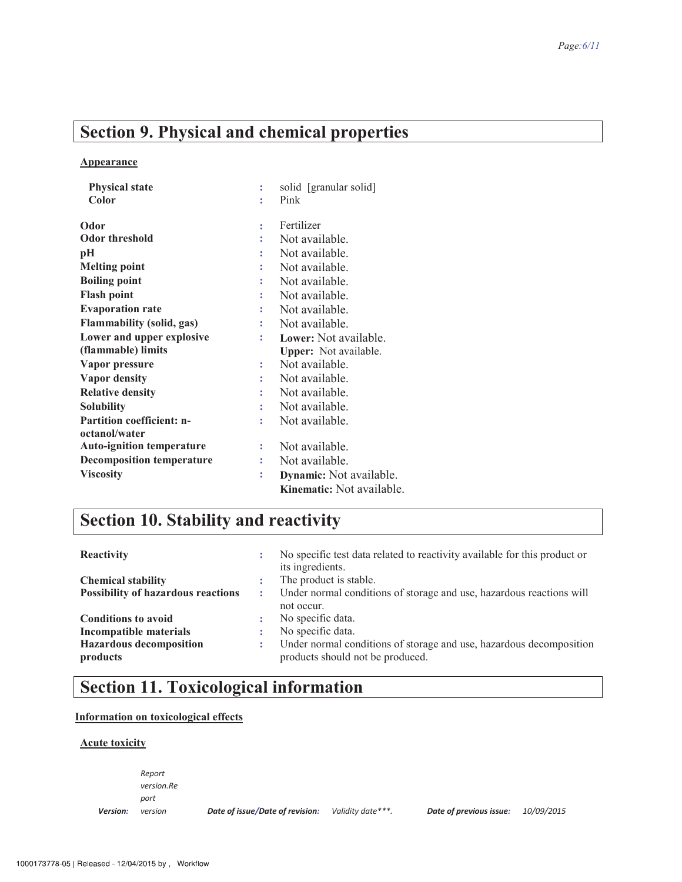## Section 9. Physical and chemical properties

**Appearance**

| | | |
|---|---|---|
| **Physical state** | : | solid [granular solid] |
| **Color** | : | Pink |
| **Odor** | : | Fertilizer |
| **Odor threshold** | : | Not available. |
| **pH** | : | Not available. |
| **Melting point** | : | Not available. |
| **Boiling point** | : | Not available. |
| **Flash point** | : | Not available. |
| **Evaporation rate** | : | Not available. |
| **Flammability (solid, gas)** | : | Not available. |
| **Lower and upper explosive (flammable) limits** | : | **Lower:** Not available.<br>**Upper:** Not available. |
| **Vapor pressure** | : | Not available. |
| **Vapor density** | : | Not available. |
| **Relative density** | : | Not available. |
| **Solubility** | : | Not available. |
| **Partition coefficient: n-octanol/water** | : | Not available. |
| **Auto-ignition temperature** | : | Not available. |
| **Decomposition temperature** | : | Not available. |
| **Viscosity** | : | **Dynamic:** Not available.<br>**Kinematic:** Not available. |

## Section 10. Stability and reactivity

| | | |
|---|---|---|
| **Reactivity** | : | No specific test data related to reactivity available for this product or its ingredients. |
| **Chemical stability** | : | The product is stable. |
| **Possibility of hazardous reactions** | : | Under normal conditions of storage and use, hazardous reactions will not occur. |
| **Conditions to avoid** | : | No specific data. |
| **Incompatible materials** | : | No specific data. |
| **Hazardous decomposition products** | : | Under normal conditions of storage and use, hazardous decomposition products should not be produced. |

## Section 11. Toxicological information

**Information on toxicological effects**

**Acute toxicity**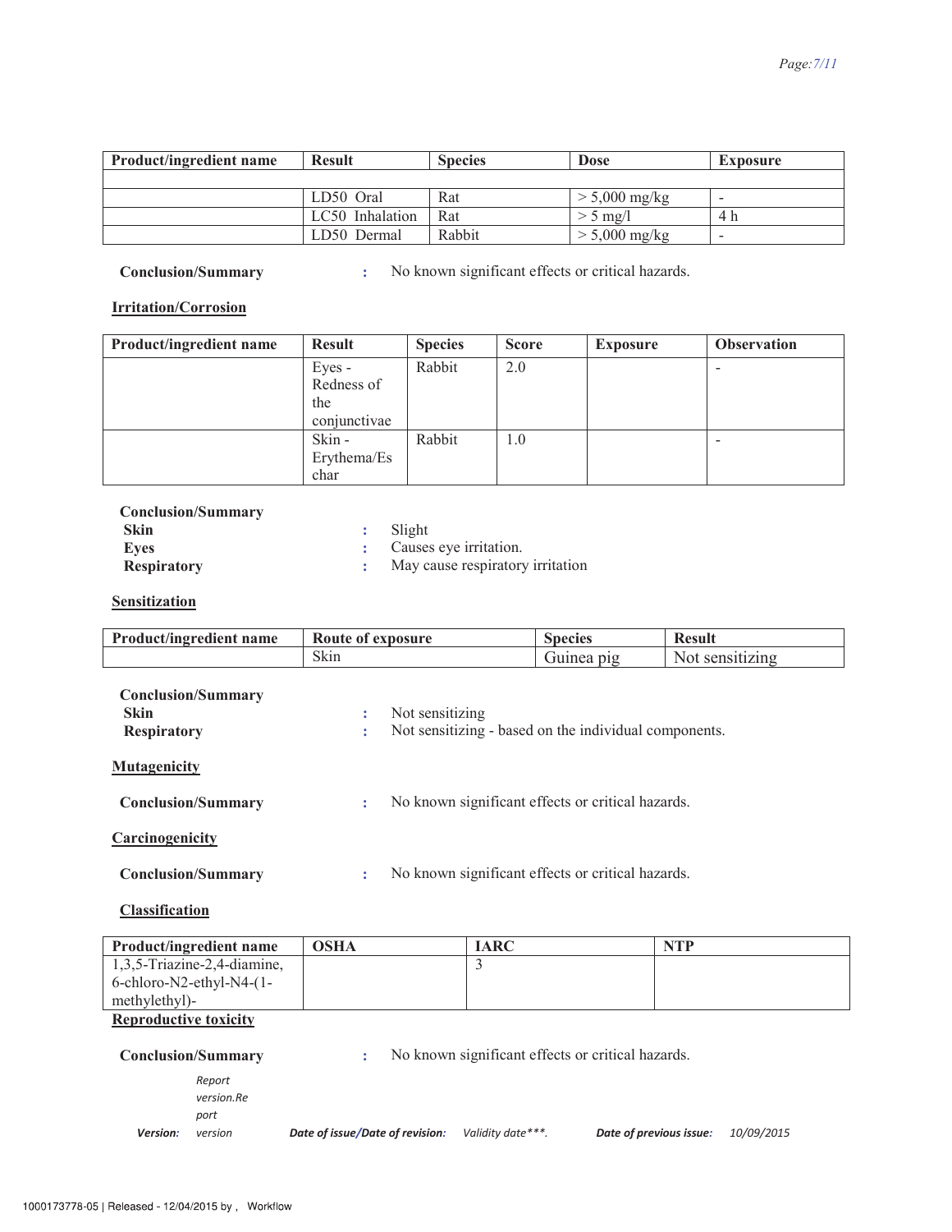| Product/ingredient name | Result | Species | Dose | Exposure |
| --- | --- | --- | --- | --- |
| | | | | |
| | LD50 Oral | Rat | > 5,000 mg/kg | - |
| | LC50 Inhalation | Rat | > 5 mg/l | 4 h |
| | LD50 Dermal | Rabbit | > 5,000 mg/kg | - |

**Conclusion/Summary** : No known significant effects or critical hazards.

**Irritation/Corrosion**

| Product/ingredient name | Result | Species | Score | Exposure | Observation |
| --- | --- | --- | --- | --- | --- |
| | Eyes - Redness of the conjunctivae | Rabbit | 2.0 | | - |
| | Skin - Erythema/Eschar | Rabbit | 1.0 | | - |

**Conclusion/Summary**

**Skin** : Slight

**Eyes** : Causes eye irritation.

**Respiratory** : May cause respiratory irritation

**Sensitization**

| Product/ingredient name | Route of exposure | Species | Result |
| --- | --- | --- | --- |
| | Skin | Guinea pig | Not sensitizing |

**Conclusion/Summary**

**Skin** : Not sensitizing

**Respiratory** : Not sensitizing - based on the individual components.

**Mutagenicity**

**Conclusion/Summary** : No known significant effects or critical hazards.

**Carcinogenicity**

**Conclusion/Summary** : No known significant effects or critical hazards.

**Classification**

| Product/ingredient name | OSHA | IARC | NTP |
| --- | --- | --- | --- |
| 1,3,5-Triazine-2,4-diamine, 6-chloro-N2-ethyl-N4-(1-methylethyl)- | | 3 | |

**Reproductive toxicity**

**Conclusion/Summary** : No known significant effects or critical hazards.

*Version:* *Report version.Report version* *Date of issue/Date of revision:* *Validity date\*\*\*.* *Date of previous issue:* *10/09/2015*

1000173778-05 | Released - 12/04/2015 by , Workflow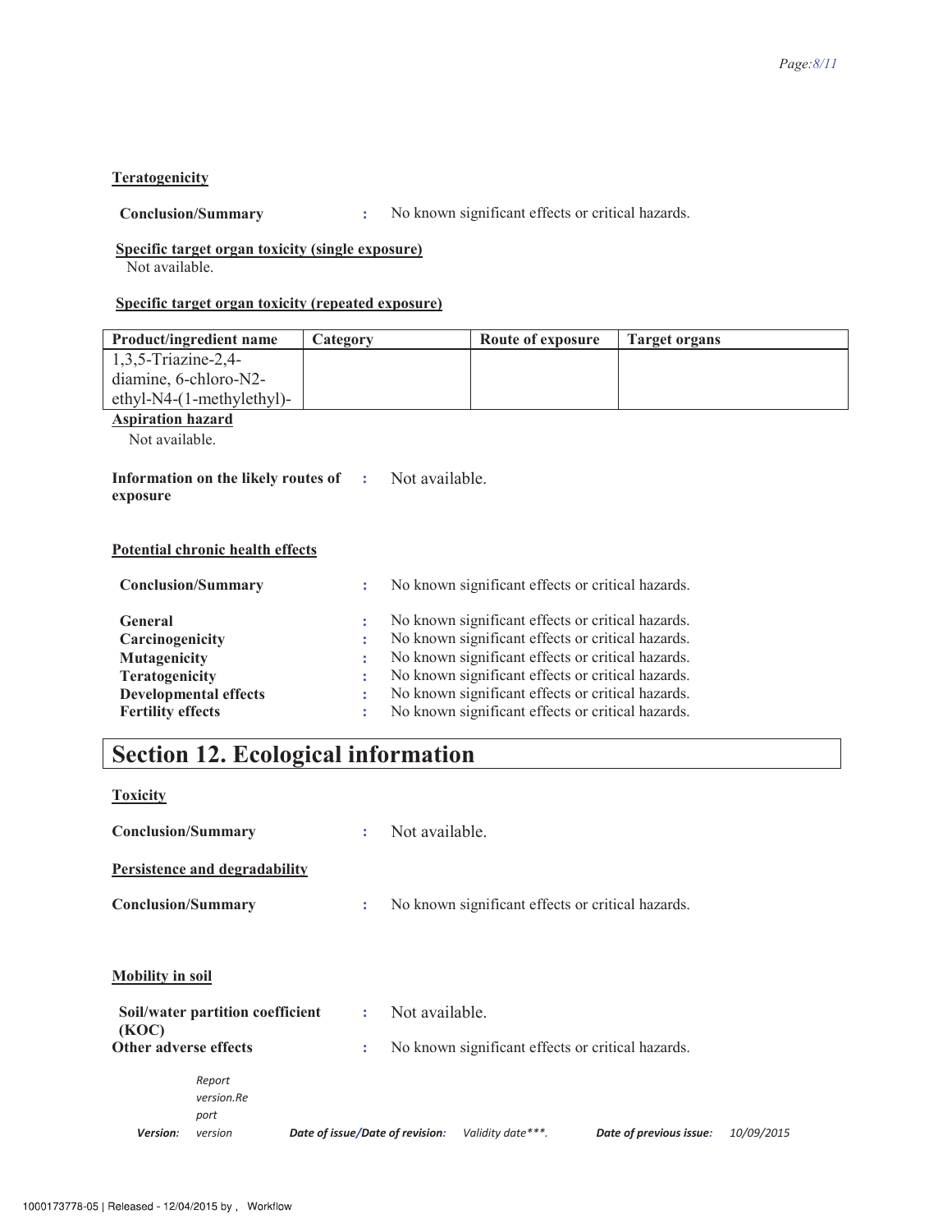**Teratogenicity**

**Conclusion/Summary** : No known significant effects or critical hazards.

**Specific target organ toxicity (single exposure)**

Not available.

**Specific target organ toxicity (repeated exposure)**

| Product/ingredient name | Category | Route of exposure | Target organs |
|---|---|---|---|
| 1,3,5-Triazine-2,4-diamine, 6-chloro-N2-ethyl-N4-(1-methylethyl)- | | | |

**Aspiration hazard**

Not available.

**Information on the likely routes of exposure** : Not available.

**Potential chronic health effects**

**Conclusion/Summary** : No known significant effects or critical hazards.

**General** : No known significant effects or critical hazards.
**Carcinogenicity** : No known significant effects or critical hazards.
**Mutagenicity** : No known significant effects or critical hazards.
**Teratogenicity** : No known significant effects or critical hazards.
**Developmental effects** : No known significant effects or critical hazards.
**Fertility effects** : No known significant effects or critical hazards.

# Section 12. Ecological information

**Toxicity**

**Conclusion/Summary** : Not available.

**Persistence and degradability**

**Conclusion/Summary** : No known significant effects or critical hazards.

**Mobility in soil**

**Soil/water partition coefficient (KOC)** : Not available.

**Other adverse effects** : No known significant effects or critical hazards.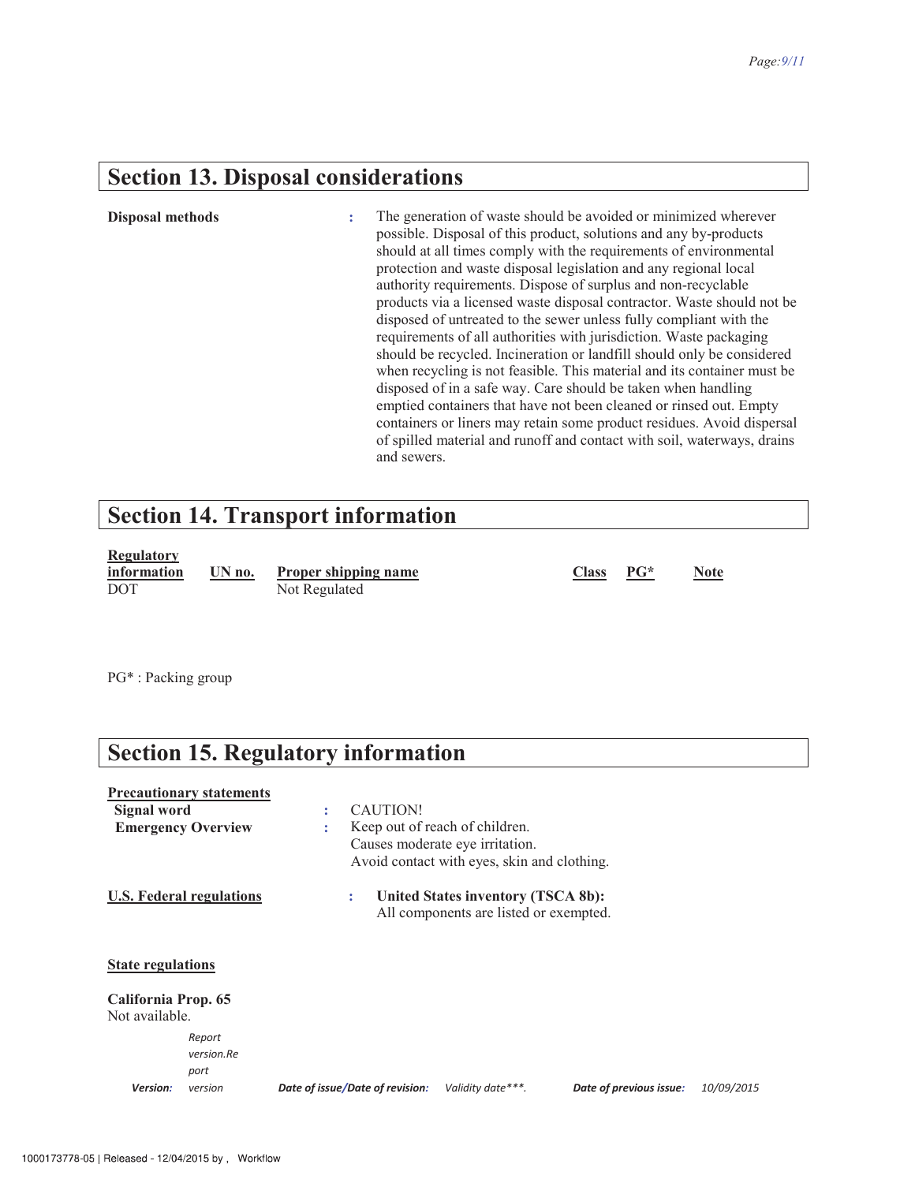## Section 13. Disposal considerations

**Disposal methods** : The generation of waste should be avoided or minimized wherever possible. Disposal of this product, solutions and any by-products should at all times comply with the requirements of environmental protection and waste disposal legislation and any regional local authority requirements. Dispose of surplus and non-recyclable products via a licensed waste disposal contractor. Waste should not be disposed of untreated to the sewer unless fully compliant with the requirements of all authorities with jurisdiction. Waste packaging should be recycled. Incineration or landfill should only be considered when recycling is not feasible. This material and its container must be disposed of in a safe way. Care should be taken when handling emptied containers that have not been cleaned or rinsed out. Empty containers or liners may retain some product residues. Avoid dispersal of spilled material and runoff and contact with soil, waterways, drains and sewers.

## Section 14. Transport information

| Regulatory information | UN no. | Proper shipping name | Class | PG* | Note |
|---|---|---|---|---|---|
| DOT | | Not Regulated | | | |

PG* : Packing group

## Section 15. Regulatory information

**Precautionary statements**

**Signal word** : CAUTION!

**Emergency Overview** : Keep out of reach of children.
Causes moderate eye irritation.
Avoid contact with eyes, skin and clothing.

**U.S. Federal regulations** : **United States inventory (TSCA 8b):**
All components are listed or exempted.

**State regulations**

**California Prop. 65**
Not available.

*Version:* *Report version.Report version* *Date of issue/Date of revision:* *Validity date\*\*\*.* *Date of previous issue:* *10/09/2015*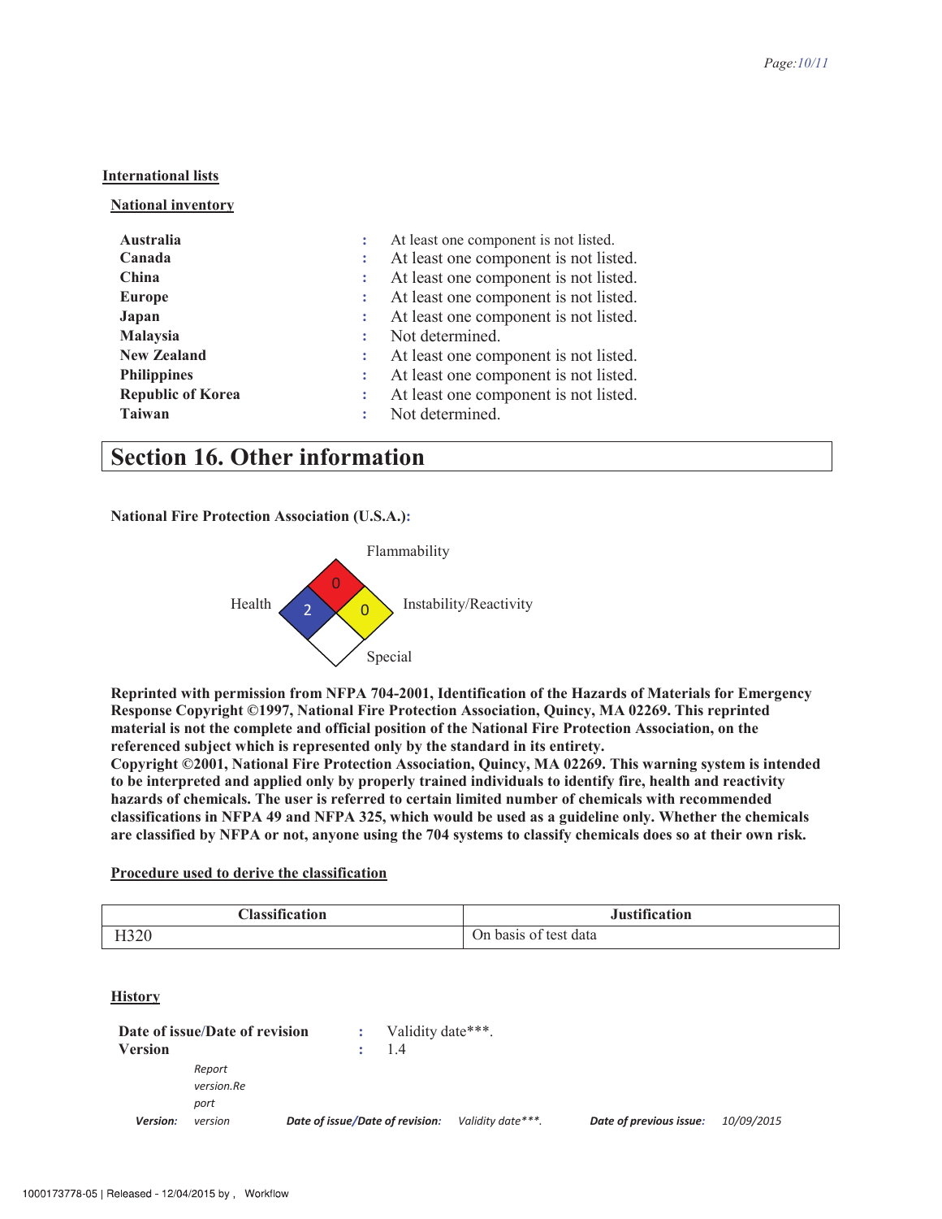**International lists**

**National inventory**

| | | |
|---|---|---|
| **Australia** | : | At least one component is not listed. |
| **Canada** | : | At least one component is not listed. |
| **China** | : | At least one component is not listed. |
| **Europe** | : | At least one component is not listed. |
| **Japan** | : | At least one component is not listed. |
| **Malaysia** | : | Not determined. |
| **New Zealand** | : | At least one component is not listed. |
| **Philippines** | : | At least one component is not listed. |
| **Republic of Korea** | : | At least one component is not listed. |
| **Taiwan** | : | Not determined. |

# Section 16. Other information

**National Fire Protection Association (U.S.A.):**

Flammability: 0
Health: 2
Instability/Reactivity: 0
Special:

**Reprinted with permission from NFPA 704-2001, Identification of the Hazards of Materials for Emergency Response Copyright ©1997, National Fire Protection Association, Quincy, MA 02269. This reprinted material is not the complete and official position of the National Fire Protection Association, on the referenced subject which is represented only by the standard in its entirety.**
**Copyright ©2001, National Fire Protection Association, Quincy, MA 02269. This warning system is intended to be interpreted and applied only by properly trained individuals to identify fire, health and reactivity hazards of chemicals. The user is referred to certain limited number of chemicals with recommended classifications in NFPA 49 and NFPA 325, which would be used as a guideline only. Whether the chemicals are classified by NFPA or not, anyone using the 704 systems to classify chemicals does so at their own risk.**

**Procedure used to derive the classification**

| Classification | Justification |
|---|---|
| H320 | On basis of test data |

**History**

| | | |
|---|---|---|
| **Date of issue/Date of revision** | : | Validity date***. |
| **Version** | : | 1.4 |

*Version: Report version.Report version* *Date of issue/Date of revision: Validity date***.* *Date of previous issue: 10/09/2015*

1000173778-05 | Released - 12/04/2015 by , Workflow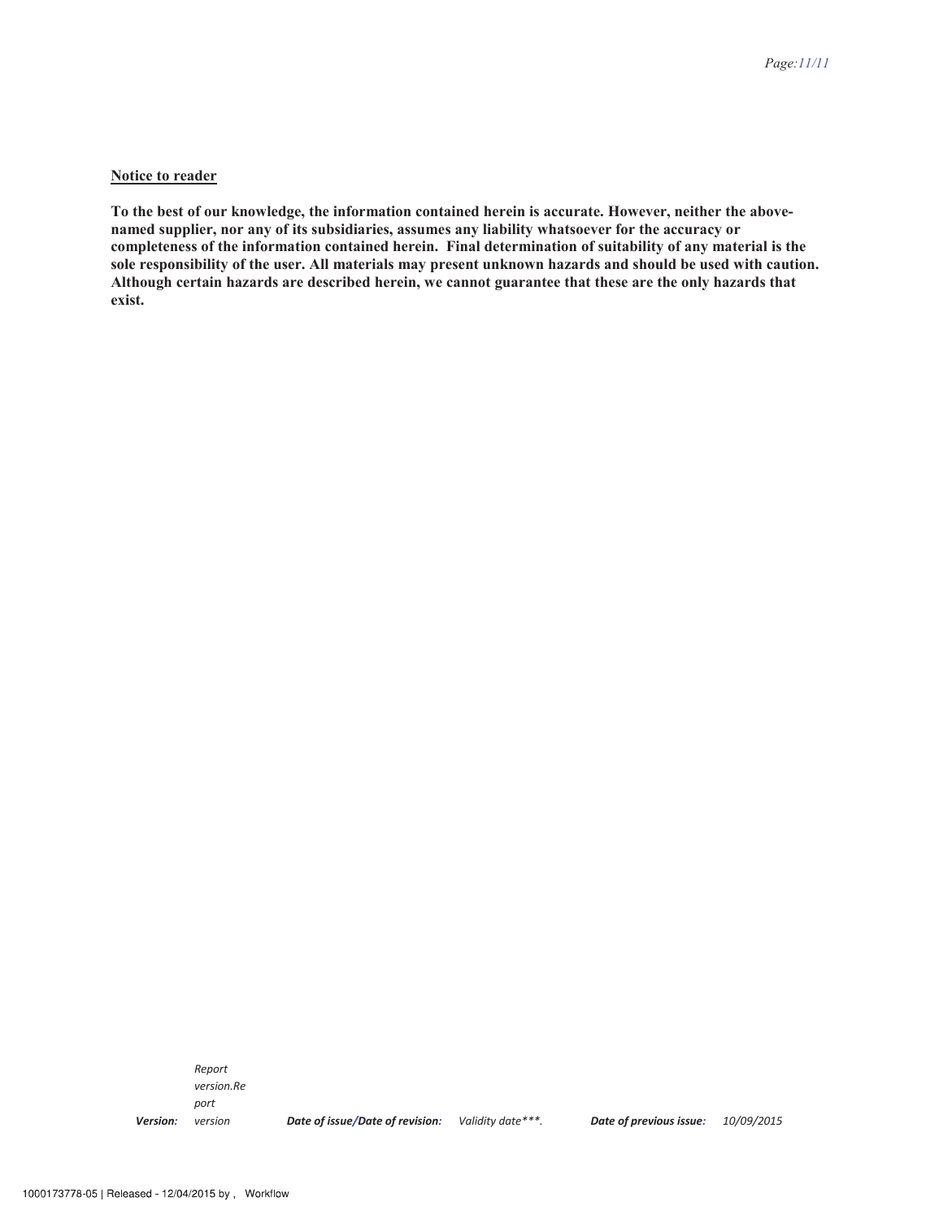<u>**Notice to reader**</u>

**To the best of our knowledge, the information contained herein is accurate. However, neither the above-named supplier, nor any of its subsidiaries, assumes any liability whatsoever for the accuracy or completeness of the information contained herein. Final determination of suitability of any material is the sole responsibility of the user. All materials may present unknown hazards and should be used with caution. Although certain hazards are described herein, we cannot guarantee that these are the only hazards that exist.**